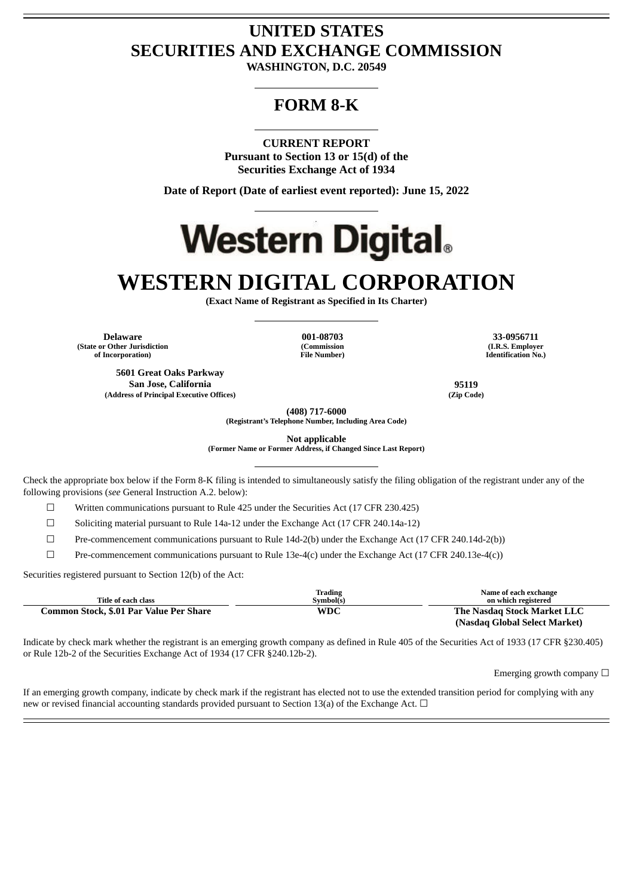# UNITED STATES
# SECURITIES AND EXCHANGE COMMISSION
**WASHINGTON, D.C. 20549**

## FORM 8-K

**CURRENT REPORT**
**Pursuant to Section 13 or 15(d) of the**
**Securities Exchange Act of 1934**

**Date of Report (Date of earliest event reported): June 15, 2022**

Western Digital®

# WESTERN DIGITAL CORPORATION
**(Exact Name of Registrant as Specified in Its Charter)**

| Delaware | 001-08703 | 33-0956711 |
|---|---|---|
| (State or Other Jurisdiction of Incorporation) | (Commission File Number) | (I.R.S. Employer Identification No.) |

| 5601 Great Oaks Parkway San Jose, California | 95119 |
|---|---|
| (Address of Principal Executive Offices) | (Zip Code) |

**(408) 717-6000**
**(Registrant's Telephone Number, Including Area Code)**

**Not applicable**
**(Former Name or Former Address, if Changed Since Last Report)**

Check the appropriate box below if the Form 8-K filing is intended to simultaneously satisfy the filing obligation of the registrant under any of the following provisions (*see* General Instruction A.2. below):

☐ Written communications pursuant to Rule 425 under the Securities Act (17 CFR 230.425)

☐ Soliciting material pursuant to Rule 14a-12 under the Exchange Act (17 CFR 240.14a-12)

☐ Pre-commencement communications pursuant to Rule 14d-2(b) under the Exchange Act (17 CFR 240.14d-2(b))

☐ Pre-commencement communications pursuant to Rule 13e-4(c) under the Exchange Act (17 CFR 240.13e-4(c))

Securities registered pursuant to Section 12(b) of the Act:

| Title of each class | Trading Symbol(s) | Name of each exchange on which registered |
|---|---|---|
| **Common Stock, $.01 Par Value Per Share** | **WDC** | **The Nasdaq Stock Market LLC (Nasdaq Global Select Market)** |

Indicate by check mark whether the registrant is an emerging growth company as defined in Rule 405 of the Securities Act of 1933 (17 CFR §230.405) or Rule 12b-2 of the Securities Exchange Act of 1934 (17 CFR §240.12b-2).

Emerging growth company ☐

If an emerging growth company, indicate by check mark if the registrant has elected not to use the extended transition period for complying with any new or revised financial accounting standards provided pursuant to Section 13(a) of the Exchange Act. ☐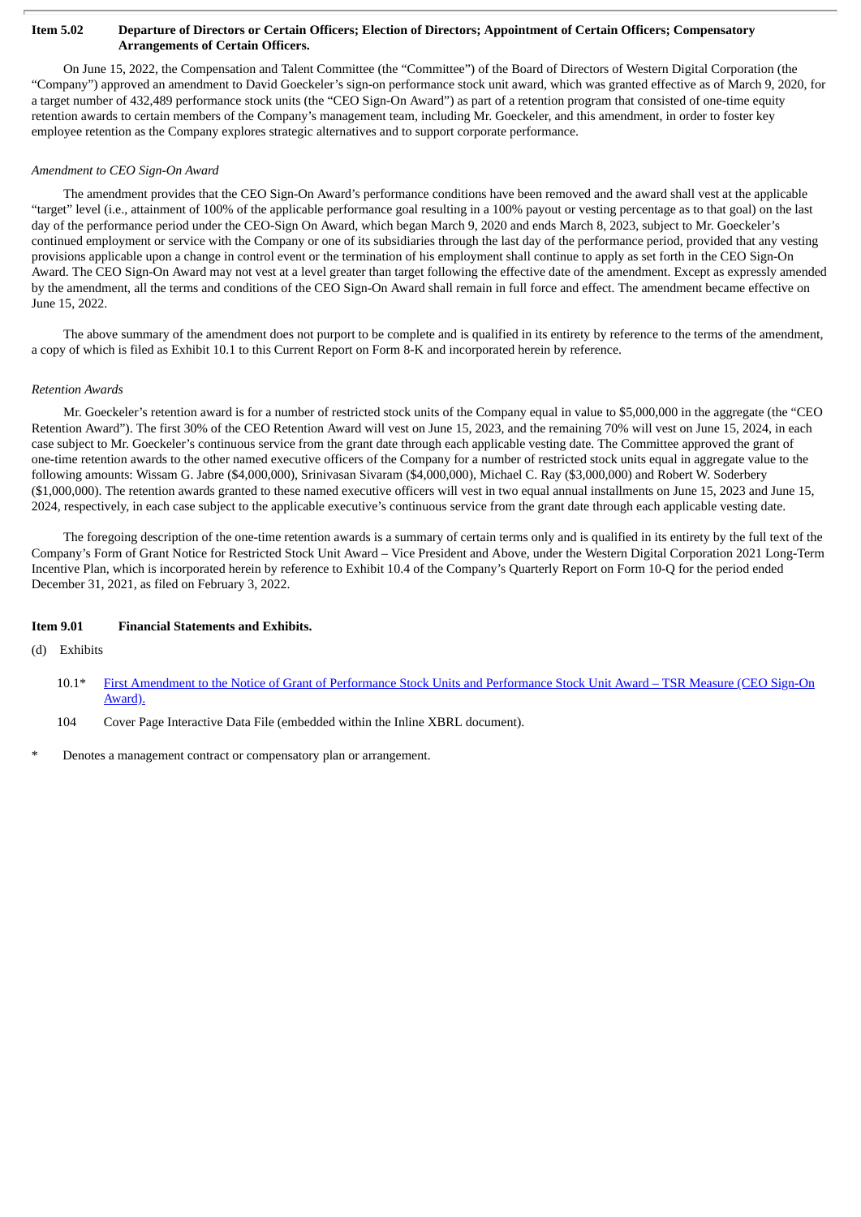**Item 5.02 Departure of Directors or Certain Officers; Election of Directors; Appointment of Certain Officers; Compensatory Arrangements of Certain Officers.**

On June 15, 2022, the Compensation and Talent Committee (the "Committee") of the Board of Directors of Western Digital Corporation (the "Company") approved an amendment to David Goeckeler's sign-on performance stock unit award, which was granted effective as of March 9, 2020, for a target number of 432,489 performance stock units (the "CEO Sign-On Award") as part of a retention program that consisted of one-time equity retention awards to certain members of the Company's management team, including Mr. Goeckeler, and this amendment, in order to foster key employee retention as the Company explores strategic alternatives and to support corporate performance.

*Amendment to CEO Sign-On Award*

The amendment provides that the CEO Sign-On Award's performance conditions have been removed and the award shall vest at the applicable "target" level (i.e., attainment of 100% of the applicable performance goal resulting in a 100% payout or vesting percentage as to that goal) on the last day of the performance period under the CEO-Sign On Award, which began March 9, 2020 and ends March 8, 2023, subject to Mr. Goeckeler's continued employment or service with the Company or one of its subsidiaries through the last day of the performance period, provided that any vesting provisions applicable upon a change in control event or the termination of his employment shall continue to apply as set forth in the CEO Sign-On Award. The CEO Sign-On Award may not vest at a level greater than target following the effective date of the amendment. Except as expressly amended by the amendment, all the terms and conditions of the CEO Sign-On Award shall remain in full force and effect. The amendment became effective on June 15, 2022.

The above summary of the amendment does not purport to be complete and is qualified in its entirety by reference to the terms of the amendment, a copy of which is filed as Exhibit 10.1 to this Current Report on Form 8-K and incorporated herein by reference.

*Retention Awards*

Mr. Goeckeler's retention award is for a number of restricted stock units of the Company equal in value to $5,000,000 in the aggregate (the "CEO Retention Award"). The first 30% of the CEO Retention Award will vest on June 15, 2023, and the remaining 70% will vest on June 15, 2024, in each case subject to Mr. Goeckeler's continuous service from the grant date through each applicable vesting date. The Committee approved the grant of one-time retention awards to the other named executive officers of the Company for a number of restricted stock units equal in aggregate value to the following amounts: Wissam G. Jabre ($4,000,000), Srinivasan Sivaram ($4,000,000), Michael C. Ray ($3,000,000) and Robert W. Soderbery ($1,000,000). The retention awards granted to these named executive officers will vest in two equal annual installments on June 15, 2023 and June 15, 2024, respectively, in each case subject to the applicable executive's continuous service from the grant date through each applicable vesting date.

The foregoing description of the one-time retention awards is a summary of certain terms only and is qualified in its entirety by the full text of the Company's Form of Grant Notice for Restricted Stock Unit Award – Vice President and Above, under the Western Digital Corporation 2021 Long-Term Incentive Plan, which is incorporated herein by reference to Exhibit 10.4 of the Company's Quarterly Report on Form 10-Q for the period ended December 31, 2021, as filed on February 3, 2022.

**Item 9.01 Financial Statements and Exhibits.**

(d) Exhibits

10.1* First Amendment to the Notice of Grant of Performance Stock Units and Performance Stock Unit Award – TSR Measure (CEO Sign-On Award).

104 Cover Page Interactive Data File (embedded within the Inline XBRL document).

* Denotes a management contract or compensatory plan or arrangement.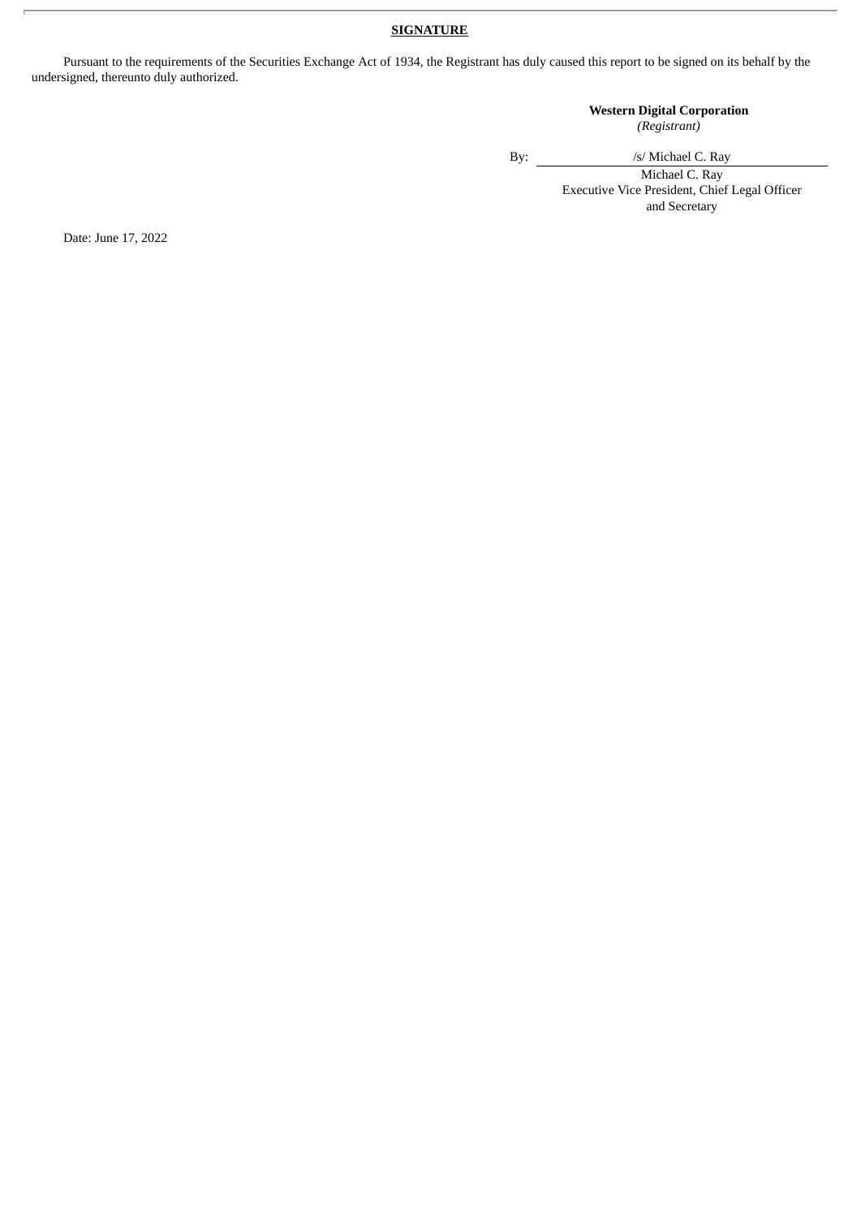**SIGNATURE**

Pursuant to the requirements of the Securities Exchange Act of 1934, the Registrant has duly caused this report to be signed on its behalf by the undersigned, thereunto duly authorized.

**Western Digital Corporation**
*(Registrant)*

By: /s/ Michael C. Ray
Michael C. Ray
Executive Vice President, Chief Legal Officer and Secretary

Date: June 17, 2022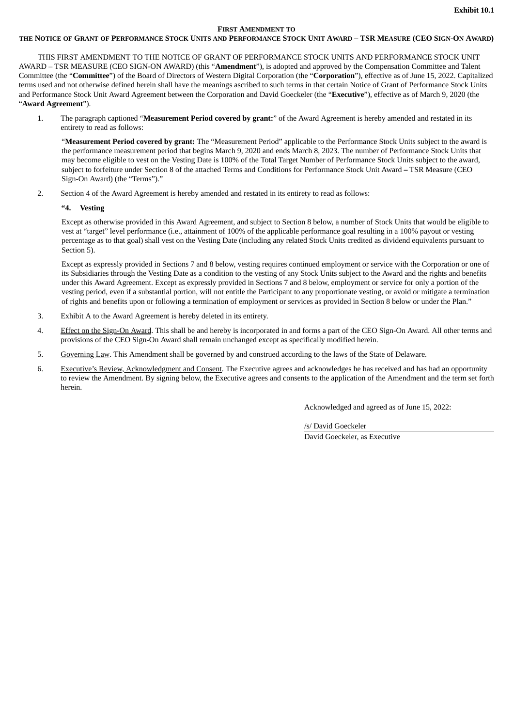**Exhibit 10.1**

**FIRST AMENDMENT TO**
**THE NOTICE OF GRANT OF PERFORMANCE STOCK UNITS AND PERFORMANCE STOCK UNIT AWARD – TSR MEASURE (CEO SIGN-ON AWARD)**

THIS FIRST AMENDMENT TO THE NOTICE OF GRANT OF PERFORMANCE STOCK UNITS AND PERFORMANCE STOCK UNIT AWARD – TSR MEASURE (CEO SIGN-ON AWARD) (this "**Amendment**"), is adopted and approved by the Compensation Committee and Talent Committee (the "**Committee**") of the Board of Directors of Western Digital Corporation (the "**Corporation**"), effective as of June 15, 2022. Capitalized terms used and not otherwise defined herein shall have the meanings ascribed to such terms in that certain Notice of Grant of Performance Stock Units and Performance Stock Unit Award Agreement between the Corporation and David Goeckeler (the "**Executive**"), effective as of March 9, 2020 (the "**Award Agreement**").

1. The paragraph captioned "**Measurement Period covered by grant:**" of the Award Agreement is hereby amended and restated in its entirety to read as follows:

   "**Measurement Period covered by grant:** The "Measurement Period" applicable to the Performance Stock Units subject to the award is the performance measurement period that begins March 9, 2020 and ends March 8, 2023. The number of Performance Stock Units that may become eligible to vest on the Vesting Date is 100% of the Total Target Number of Performance Stock Units subject to the award, subject to forfeiture under Section 8 of the attached Terms and Conditions for Performance Stock Unit Award **–** TSR Measure (CEO Sign-On Award) (the "Terms")."

2. Section 4 of the Award Agreement is hereby amended and restated in its entirety to read as follows:

   **"4. Vesting**

   Except as otherwise provided in this Award Agreement, and subject to Section 8 below, a number of Stock Units that would be eligible to vest at "target" level performance (i.e., attainment of 100% of the applicable performance goal resulting in a 100% payout or vesting percentage as to that goal) shall vest on the Vesting Date (including any related Stock Units credited as dividend equivalents pursuant to Section 5).

   Except as expressly provided in Sections 7 and 8 below, vesting requires continued employment or service with the Corporation or one of its Subsidiaries through the Vesting Date as a condition to the vesting of any Stock Units subject to the Award and the rights and benefits under this Award Agreement. Except as expressly provided in Sections 7 and 8 below, employment or service for only a portion of the vesting period, even if a substantial portion, will not entitle the Participant to any proportionate vesting, or avoid or mitigate a termination of rights and benefits upon or following a termination of employment or services as provided in Section 8 below or under the Plan."

3. Exhibit A to the Award Agreement is hereby deleted in its entirety.

4. Effect on the Sign-On Award. This shall be and hereby is incorporated in and forms a part of the CEO Sign-On Award. All other terms and provisions of the CEO Sign-On Award shall remain unchanged except as specifically modified herein.

5. Governing Law. This Amendment shall be governed by and construed according to the laws of the State of Delaware.

6. Executive's Review, Acknowledgment and Consent. The Executive agrees and acknowledges he has received and has had an opportunity to review the Amendment. By signing below, the Executive agrees and consents to the application of the Amendment and the term set forth herein.

Acknowledged and agreed as of June 15, 2022:

/s/ David Goeckeler

David Goeckeler, as Executive